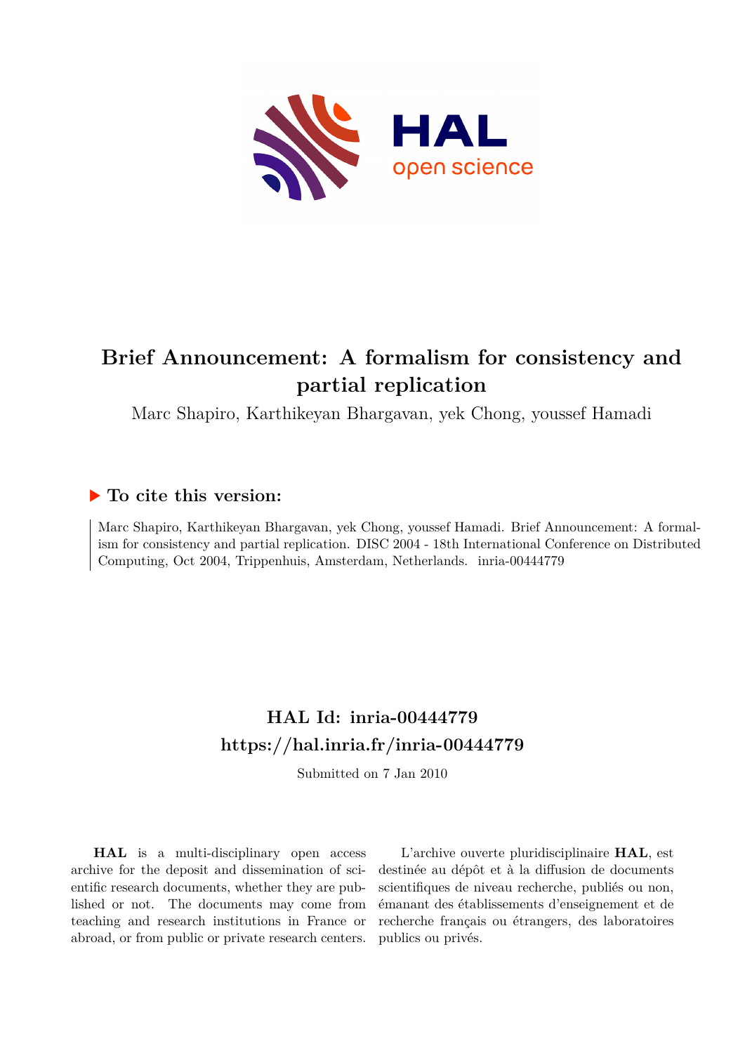# Brief Announcement: A formalism for consistency and partial replication

Marc Shapiro, Karthikeyan Bhargavan, yek Chong, youssef Hamadi

## ▶ To cite this version:

Marc Shapiro, Karthikeyan Bhargavan, yek Chong, youssef Hamadi. Brief Announcement: A formalism for consistency and partial replication. DISC 2004 - 18th International Conference on Distributed Computing, Oct 2004, Trippenhuis, Amsterdam, Netherlands. inria-00444779

## HAL Id: inria-00444779
## https://hal.inria.fr/inria-00444779

Submitted on 7 Jan 2010

**HAL** is a multi-disciplinary open access archive for the deposit and dissemination of scientific research documents, whether they are published or not. The documents may come from teaching and research institutions in France or abroad, or from public or private research centers.

L'archive ouverte pluridisciplinaire **HAL**, est destinée au dépôt et à la diffusion de documents scientifiques de niveau recherche, publiés ou non, émanant des établissements d'enseignement et de recherche français ou étrangers, des laboratoires publics ou privés.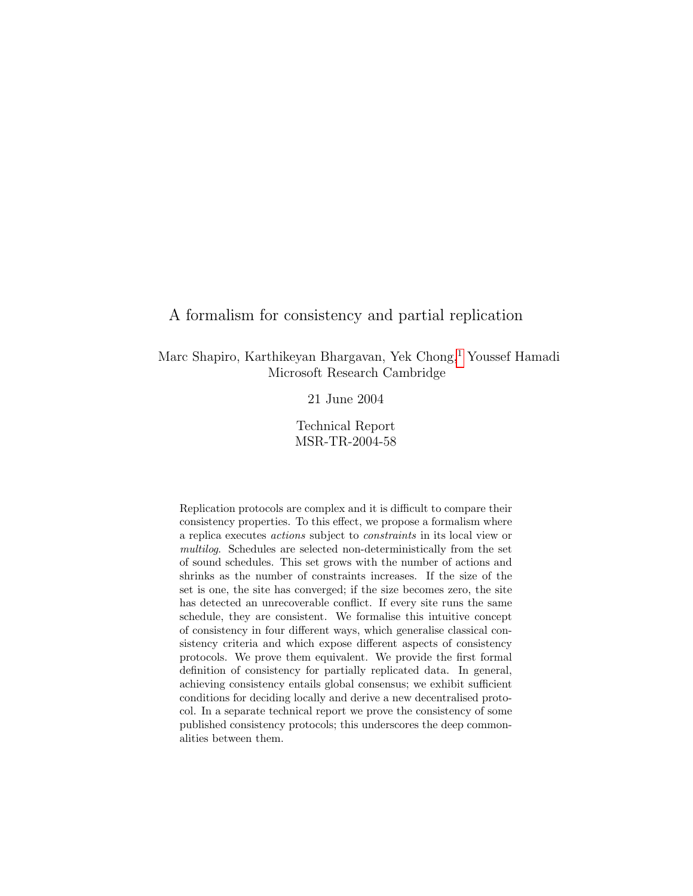# A formalism for consistency and partial replication

Marc Shapiro, Karthikeyan Bhargavan, Yek Chong,[1] Youssef Hamadi
Microsoft Research Cambridge

21 June 2004

Technical Report
MSR-TR-2004-58

Replication protocols are complex and it is difficult to compare their consistency properties. To this effect, we propose a formalism where a replica executes *actions* subject to *constraints* in its local view or *multilog*. Schedules are selected non-deterministically from the set of sound schedules. This set grows with the number of actions and shrinks as the number of constraints increases. If the size of the set is one, the site has converged; if the size becomes zero, the site has detected an unrecoverable conflict. If every site runs the same schedule, they are consistent. We formalise this intuitive concept of consistency in four different ways, which generalise classical consistency criteria and which expose different aspects of consistency protocols. We prove them equivalent. We provide the first formal definition of consistency for partially replicated data. In general, achieving consistency entails global consensus; we exhibit sufficient conditions for deciding locally and derive a new decentralised protocol. In a separate technical report we prove the consistency of some published consistency protocols; this underscores the deep commonalities between them.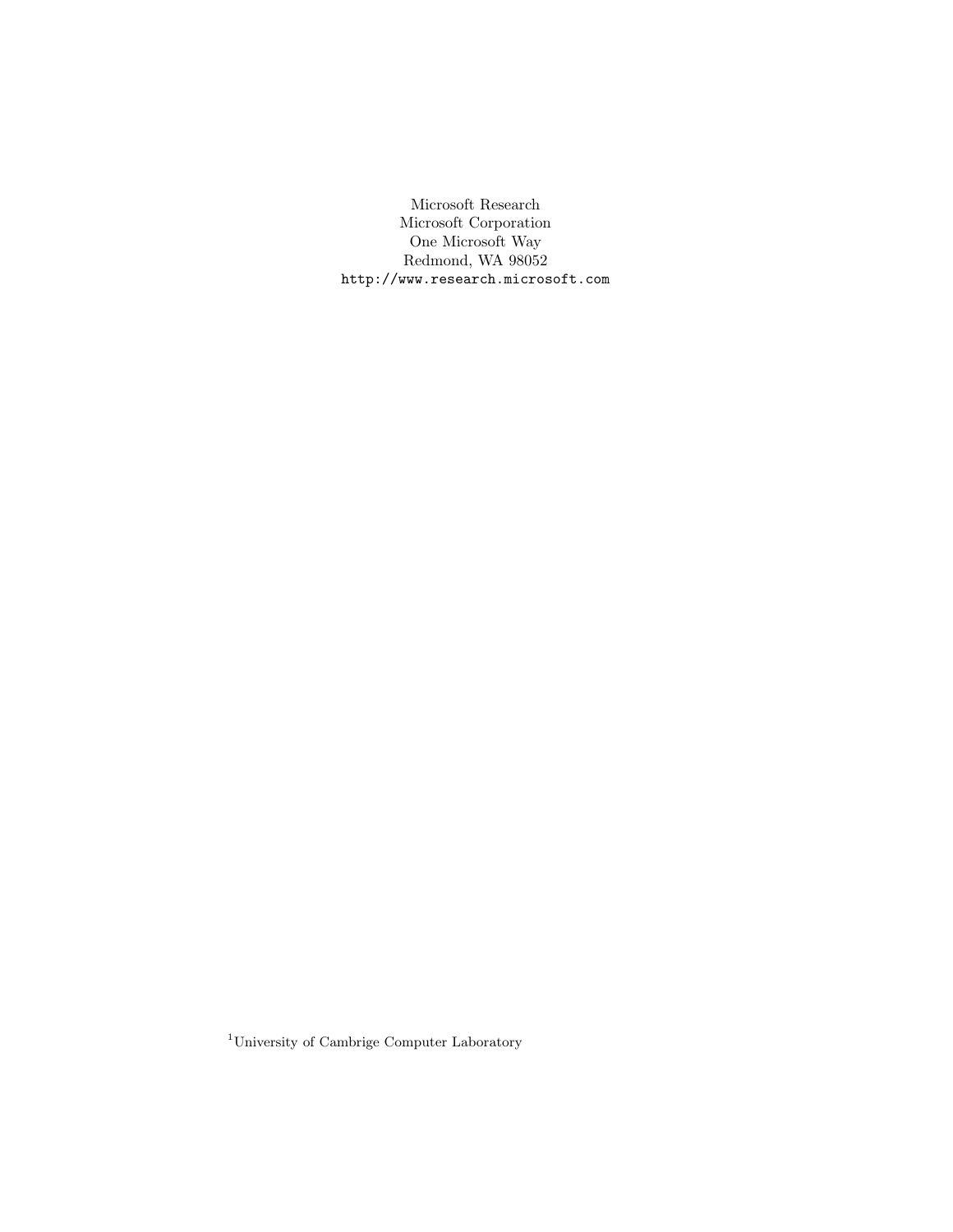Microsoft Research
Microsoft Corporation
One Microsoft Way
Redmond, WA 98052
http://www.research.microsoft.com

[1]University of Cambrige Computer Laboratory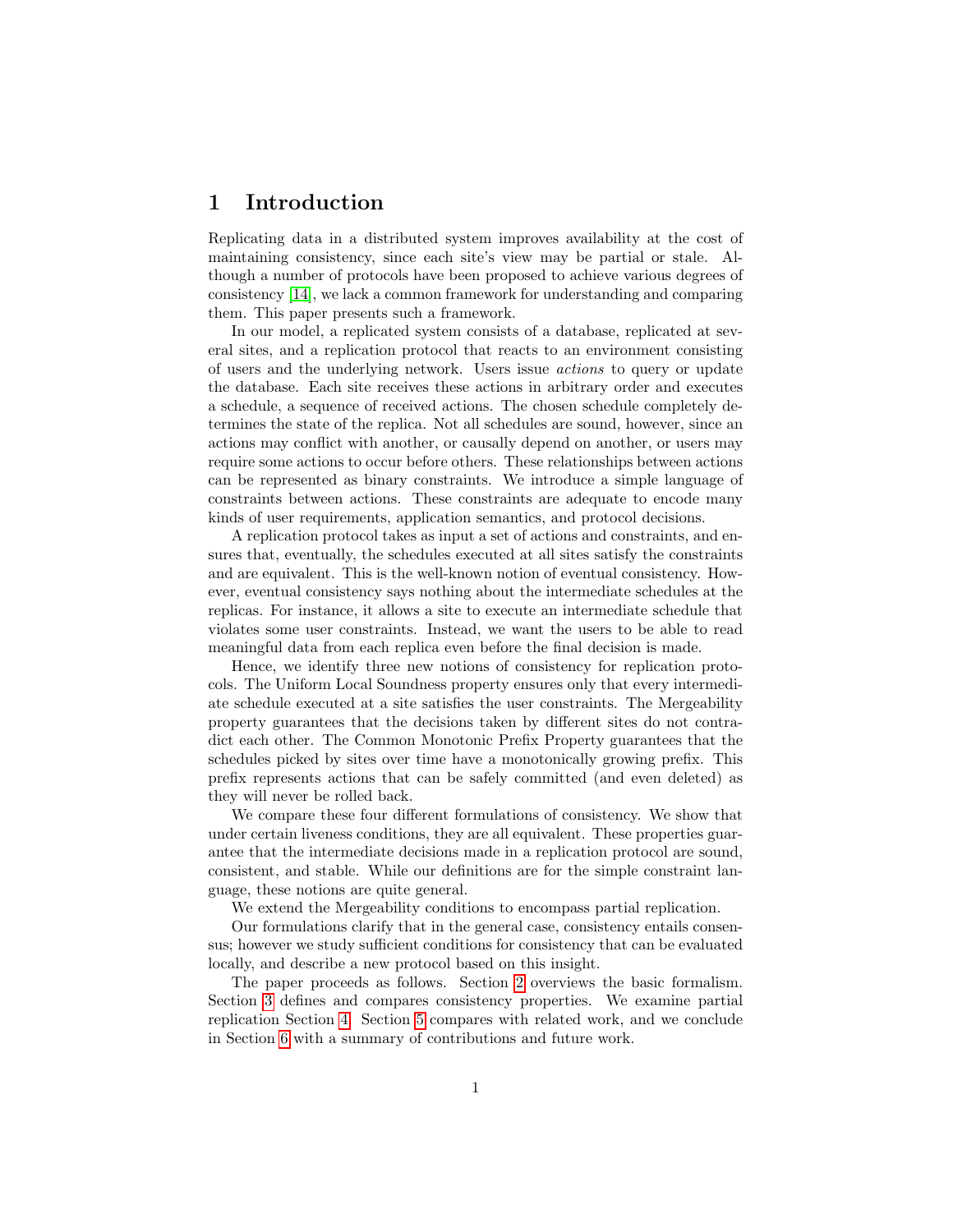# 1 Introduction

Replicating data in a distributed system improves availability at the cost of maintaining consistency, since each site's view may be partial or stale. Although a number of protocols have been proposed to achieve various degrees of consistency [14], we lack a common framework for understanding and comparing them. This paper presents such a framework.

In our model, a replicated system consists of a database, replicated at several sites, and a replication protocol that reacts to an environment consisting of users and the underlying network. Users issue *actions* to query or update the database. Each site receives these actions in arbitrary order and executes a schedule, a sequence of received actions. The chosen schedule completely determines the state of the replica. Not all schedules are sound, however, since an actions may conflict with another, or causally depend on another, or users may require some actions to occur before others. These relationships between actions can be represented as binary constraints. We introduce a simple language of constraints between actions. These constraints are adequate to encode many kinds of user requirements, application semantics, and protocol decisions.

A replication protocol takes as input a set of actions and constraints, and ensures that, eventually, the schedules executed at all sites satisfy the constraints and are equivalent. This is the well-known notion of eventual consistency. However, eventual consistency says nothing about the intermediate schedules at the replicas. For instance, it allows a site to execute an intermediate schedule that violates some user constraints. Instead, we want the users to be able to read meaningful data from each replica even before the final decision is made.

Hence, we identify three new notions of consistency for replication protocols. The Uniform Local Soundness property ensures only that every intermediate schedule executed at a site satisfies the user constraints. The Mergeability property guarantees that the decisions taken by different sites do not contradict each other. The Common Monotonic Prefix Property guarantees that the schedules picked by sites over time have a monotonically growing prefix. This prefix represents actions that can be safely committed (and even deleted) as they will never be rolled back.

We compare these four different formulations of consistency. We show that under certain liveness conditions, they are all equivalent. These properties guarantee that the intermediate decisions made in a replication protocol are sound, consistent, and stable. While our definitions are for the simple constraint language, these notions are quite general.

We extend the Mergeability conditions to encompass partial replication.

Our formulations clarify that in the general case, consistency entails consensus; however we study sufficient conditions for consistency that can be evaluated locally, and describe a new protocol based on this insight.

The paper proceeds as follows. Section 2 overviews the basic formalism. Section 3 defines and compares consistency properties. We examine partial replication Section 4. Section 5 compares with related work, and we conclude in Section 6 with a summary of contributions and future work.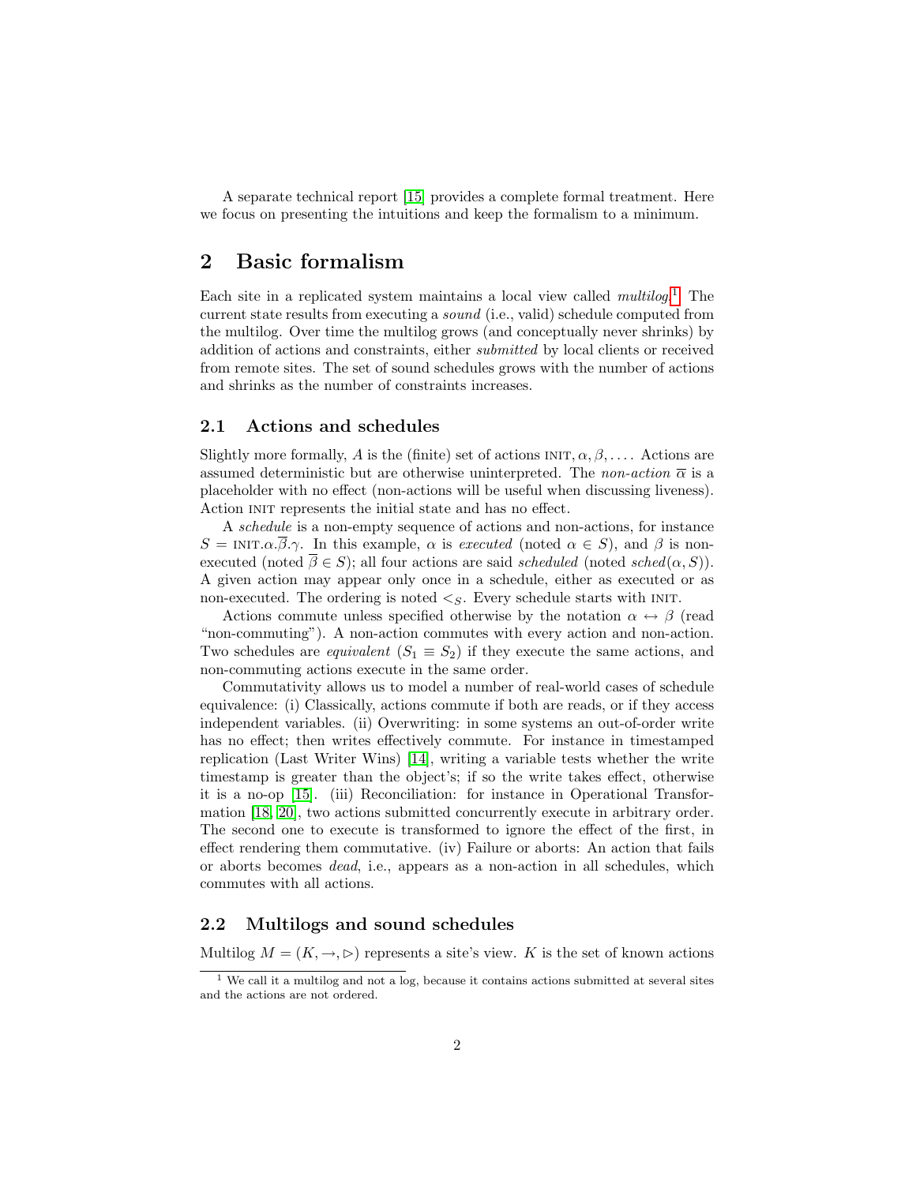A separate technical report [15] provides a complete formal treatment. Here we focus on presenting the intuitions and keep the formalism to a minimum.

# 2 Basic formalism

Each site in a replicated system maintains a local view called *multilog*.[1] The current state results from executing a *sound* (i.e., valid) schedule computed from the multilog. Over time the multilog grows (and conceptually never shrinks) by addition of actions and constraints, either *submitted* by local clients or received from remote sites. The set of sound schedules grows with the number of actions and shrinks as the number of constraints increases.

## 2.1 Actions and schedules

Slightly more formally, $A$ is the (finite) set of actions $\textsc{init}, \alpha, \beta, \ldots$. Actions are assumed deterministic but are otherwise uninterpreted. The *non-action* $\overline{\alpha}$ is a placeholder with no effect (non-actions will be useful when discussing liveness). Action INIT represents the initial state and has no effect.

A *schedule* is a non-empty sequence of actions and non-actions, for instance $S = \textsc{init}.\alpha.\overline{\beta}.\gamma$. In this example, $\alpha$ is *executed* (noted $\alpha \in S$), and $\beta$ is non-executed (noted $\overline{\beta} \in S$); all four actions are said *scheduled* (noted $sched(\alpha, S)$). A given action may appear only once in a schedule, either as executed or as non-executed. The ordering is noted $<_S$. Every schedule starts with INIT.

Actions commute unless specified otherwise by the notation $\alpha \leftrightarrow \beta$ (read "non-commuting"). A non-action commutes with every action and non-action. Two schedules are *equivalent* ($S_1 \equiv S_2$) if they execute the same actions, and non-commuting actions execute in the same order.

Commutativity allows us to model a number of real-world cases of schedule equivalence: (i) Classically, actions commute if both are reads, or if they access independent variables. (ii) Overwriting: in some systems an out-of-order write has no effect; then writes effectively commute. For instance in timestamped replication (Last Writer Wins) [14], writing a variable tests whether the write timestamp is greater than the object's; if so the write takes effect, otherwise it is a no-op [15]. (iii) Reconciliation: for instance in Operational Transformation [18, 20], two actions submitted concurrently execute in arbitrary order. The second one to execute is transformed to ignore the effect of the first, in effect rendering them commutative. (iv) Failure or aborts: An action that fails or aborts becomes *dead*, i.e., appears as a non-action in all schedules, which commutes with all actions.

## 2.2 Multilogs and sound schedules

Multilog $M = (K, \rightarrow, \rhd)$ represents a site's view. $K$ is the set of known actions

[1] We call it a multilog and not a log, because it contains actions submitted at several sites and the actions are not ordered.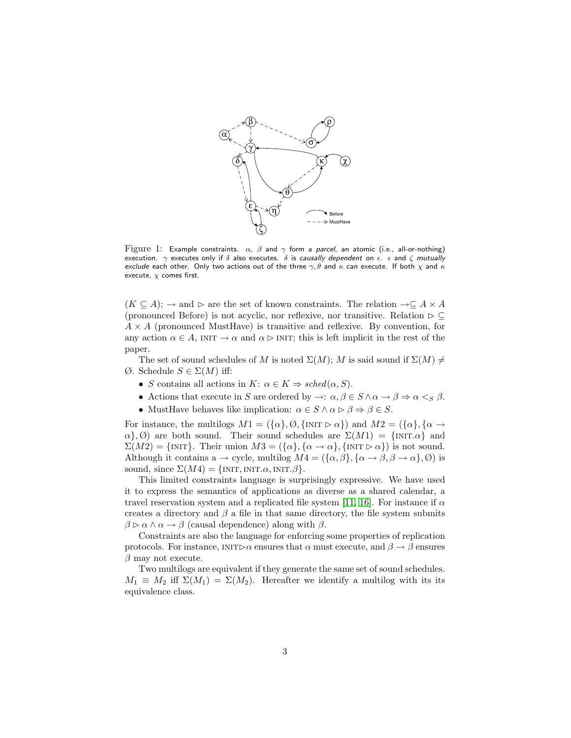Figure 1: Example constraints. $\alpha$, $\beta$ and $\gamma$ form a *parcel*, an atomic (i.e., all-or-nothing) execution. $\gamma$ executes only if $\delta$ also executes. $\delta$ is *causally dependent* on $\epsilon$. $\epsilon$ and $\zeta$ *mutually exclude* each other. Only two actions out of the three $\gamma, \theta$ and $\kappa$ can execute. If both $\chi$ and $\kappa$ execute, $\chi$ comes first.

($K \subseteq A$); $\rightarrow$ and $\triangleright$ are the set of known constraints. The relation $\rightarrow \subseteq A \times A$ (pronounced Before) is not acyclic, nor reflexive, nor transitive. Relation $\triangleright \subseteq A \times A$ (pronounced MustHave) is transitive and reflexive. By convention, for any action $\alpha \in A$, $\text{INIT} \rightarrow \alpha$ and $\alpha \triangleright \text{INIT}$; this is left implicit in the rest of the paper.

The set of sound schedules of $M$ is noted $\Sigma(M)$; $M$ is said sound if $\Sigma(M) \neq \emptyset$. Schedule $S \in \Sigma(M)$ iff:

- $S$ contains all actions in $K$: $\alpha \in K \Rightarrow sched(\alpha, S)$.
- Actions that execute in $S$ are ordered by $\rightarrow$: $\alpha, \beta \in S \wedge \alpha \rightarrow \beta \Rightarrow \alpha <_S \beta$.
- MustHave behaves like implication: $\alpha \in S \wedge \alpha \triangleright \beta \Rightarrow \beta \in S$.

For instance, the multilogs $M1 = (\{\alpha\}, \emptyset, \{\text{INIT} \triangleright \alpha\})$ and $M2 = (\{\alpha\}, \{\alpha \rightarrow \alpha\}, \emptyset)$ are both sound. Their sound schedules are $\Sigma(M1) = \{\text{INIT}.\alpha\}$ and $\Sigma(M2) = \{\text{INIT}\}$. Their union $M3 = (\{\alpha\}, \{\alpha \rightarrow \alpha\}, \{\text{INIT} \triangleright \alpha\})$ is not sound. Although it contains a $\rightarrow$ cycle, multilog $M4 = (\{\alpha, \beta\}, \{\alpha \rightarrow \beta, \beta \rightarrow \alpha\}, \emptyset)$ is sound, since $\Sigma(M4) = \{\text{INIT}, \text{INIT}.\alpha, \text{INIT}.\beta\}$.

This limited constraints language is surprisingly expressive. We have used it to express the semantics of applications as diverse as a shared calendar, a travel reservation system and a replicated file system [11, 16]. For instance if $\alpha$ creates a directory and $\beta$ a file in that same directory, the file system submits $\beta \triangleright \alpha \wedge \alpha \rightarrow \beta$ (causal dependence) along with $\beta$.

Constraints are also the language for enforcing some properties of replication protocols. For instance, $\text{INIT} \triangleright \alpha$ ensures that $\alpha$ must execute, and $\beta \rightarrow \beta$ ensures $\beta$ may not execute.

Two multilogs are equivalent if they generate the same set of sound schedules. $M_1 \equiv M_2$ iff $\Sigma(M_1) = \Sigma(M_2)$. Hereafter we identify a multilog with its its equivalence class.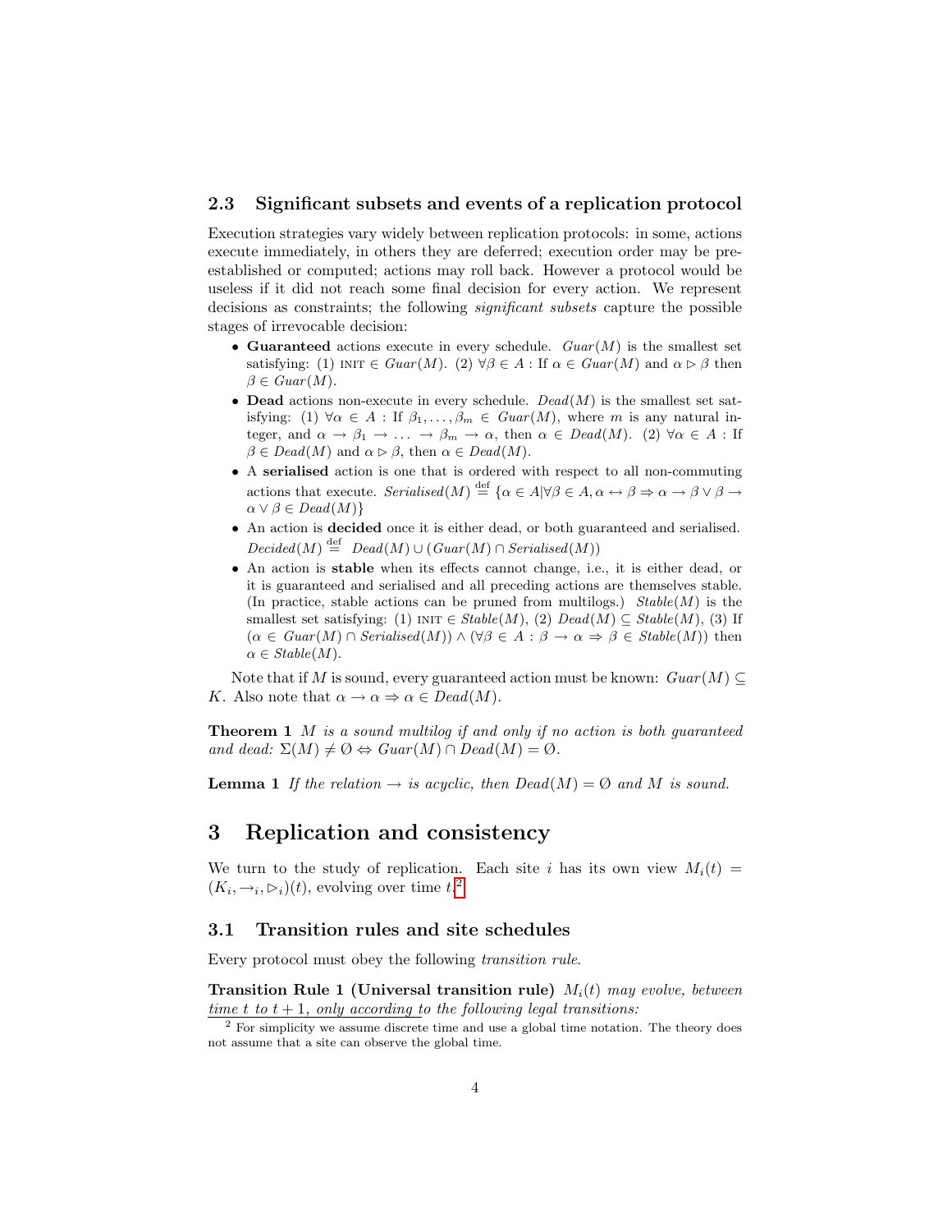### 2.3 Significant subsets and events of a replication protocol

Execution strategies vary widely between replication protocols: in some, actions execute immediately, in others they are deferred; execution order may be pre-established or computed; actions may roll back. However a protocol would be useless if it did not reach some final decision for every action. We represent decisions as constraints; the following *significant subsets* capture the possible stages of irrevocable decision:

- **Guaranteed** actions execute in every schedule. $\mathit{Guar}(M)$ is the smallest set satisfying: (1) $\textsc{init} \in \mathit{Guar}(M)$. (2) $\forall \beta \in A$ : If $\alpha \in \mathit{Guar}(M)$ and $\alpha \rhd \beta$ then $\beta \in \mathit{Guar}(M)$.
- **Dead** actions non-execute in every schedule. $\mathit{Dead}(M)$ is the smallest set satisfying: (1) $\forall \alpha \in A$ : If $\beta_1, \ldots, \beta_m \in \mathit{Guar}(M)$, where $m$ is any natural integer, and $\alpha \rightarrow \beta_1 \rightarrow \ldots \rightarrow \beta_m \rightarrow \alpha$, then $\alpha \in \mathit{Dead}(M)$. (2) $\forall \alpha \in A$ : If $\beta \in \mathit{Dead}(M)$ and $\alpha \rhd \beta$, then $\alpha \in \mathit{Dead}(M)$.
- A **serialised** action is one that is ordered with respect to all non-commuting actions that execute. $\mathit{Serialised}(M) \stackrel{\text{def}}{=} \{\alpha \in A | \forall \beta \in A, \alpha \leftrightarrow \beta \Rightarrow \alpha \rightarrow \beta \vee \beta \rightarrow \alpha \vee \beta \in \mathit{Dead}(M)\}$
- An action is **decided** once it is either dead, or both guaranteed and serialised. $\mathit{Decided}(M) \stackrel{\text{def}}{=} \mathit{Dead}(M) \cup (\mathit{Guar}(M) \cap \mathit{Serialised}(M))$
- An action is **stable** when its effects cannot change, i.e., it is either dead, or it is guaranteed and serialised and all preceding actions are themselves stable. (In practice, stable actions can be pruned from multilogs.) $\mathit{Stable}(M)$ is the smallest set satisfying: (1) $\textsc{init} \in \mathit{Stable}(M)$, (2) $\mathit{Dead}(M) \subseteq \mathit{Stable}(M)$, (3) If $(\alpha \in \mathit{Guar}(M) \cap \mathit{Serialised}(M)) \wedge (\forall \beta \in A : \beta \rightarrow \alpha \Rightarrow \beta \in \mathit{Stable}(M))$ then $\alpha \in \mathit{Stable}(M)$.

Note that if $M$ is sound, every guaranteed action must be known: $\mathit{Guar}(M) \subseteq K$. Also note that $\alpha \rightarrow \alpha \Rightarrow \alpha \in \mathit{Dead}(M)$.

**Theorem 1** *$M$ is a sound multilog if and only if no action is both guaranteed and dead: $\Sigma(M) \neq \emptyset \Leftrightarrow \mathit{Guar}(M) \cap \mathit{Dead}(M) = \emptyset$.*

**Lemma 1** *If the relation $\rightarrow$ is acyclic, then $\mathit{Dead}(M) = \emptyset$ and $M$ is sound.*

# 3 Replication and consistency

We turn to the study of replication. Each site $i$ has its own view $M_i(t) = (K_i, \rightarrow_i, \rhd_i)(t)$, evolving over time $t$.[2]

### 3.1 Transition rules and site schedules

Every protocol must obey the following *transition rule*.

**Transition Rule 1 (Universal transition rule)** *$M_i(t)$ may evolve, between time $t$ to $t+1$, only according to the following legal transitions:*

[2] For simplicity we assume discrete time and use a global time notation. The theory does not assume that a site can observe the global time.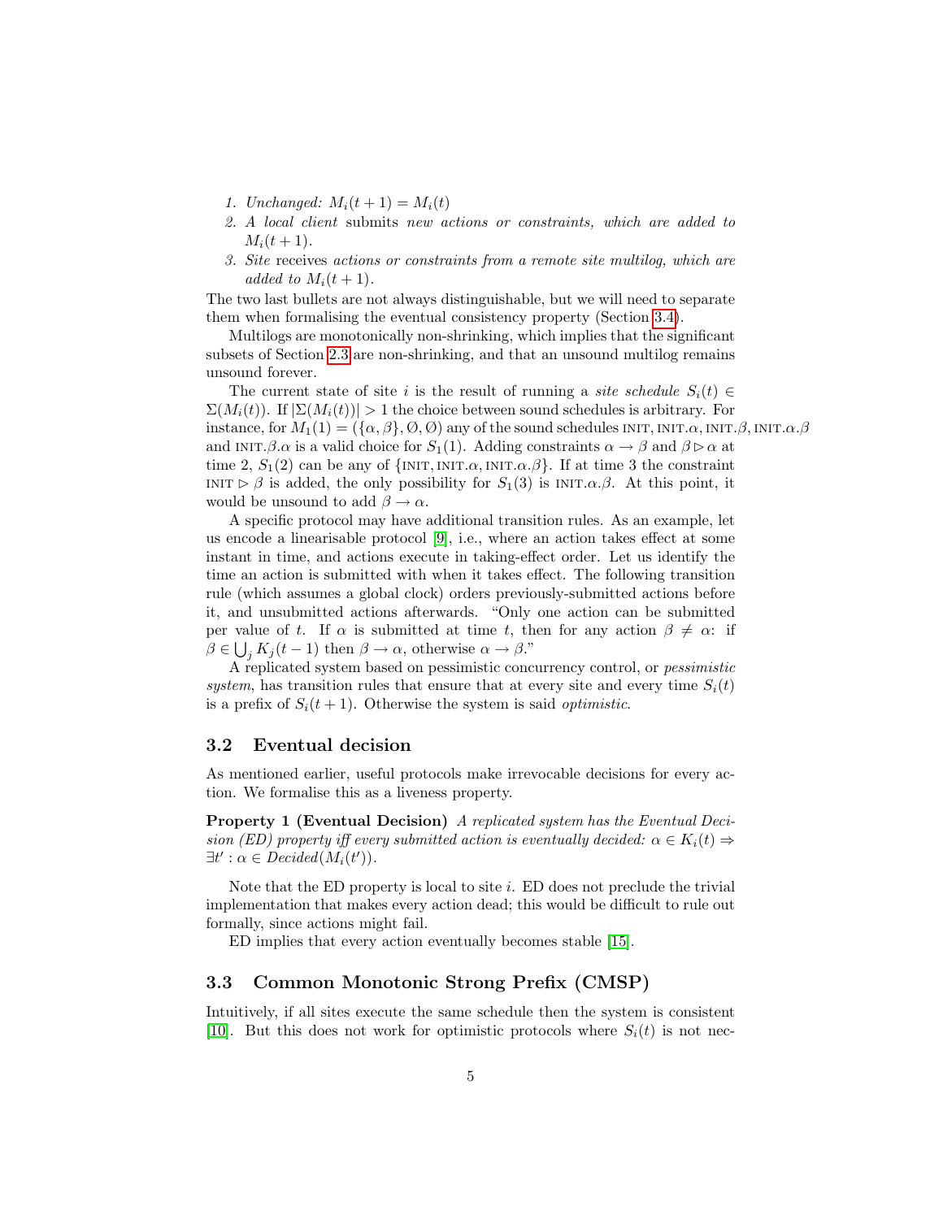1. *Unchanged:* $M_i(t+1) = M_i(t)$
2. *A local client* submits *new actions or constraints, which are added to* $M_i(t+1)$.
3. *Site* receives *actions or constraints from a remote site multilog, which are added to* $M_i(t+1)$.

The two last bullets are not always distinguishable, but we will need to separate them when formalising the eventual consistency property (Section 3.4).

Multilogs are monotonically non-shrinking, which implies that the significant subsets of Section 2.3 are non-shrinking, and that an unsound multilog remains unsound forever.

The current state of site $i$ is the result of running a *site schedule* $S_i(t) \in \Sigma(M_i(t))$. If $|\Sigma(M_i(t))| > 1$ the choice between sound schedules is arbitrary. For instance, for $M_1(1) = (\{\alpha, \beta\}, \emptyset, \emptyset)$ any of the sound schedules $\text{INIT}, \text{INIT}.\alpha, \text{INIT}.\beta, \text{INIT}.\alpha.\beta$ and $\text{INIT}.\beta.\alpha$ is a valid choice for $S_1(1)$. Adding constraints $\alpha \rightarrow \beta$ and $\beta \rhd \alpha$ at time 2, $S_1(2)$ can be any of $\{\text{INIT}, \text{INIT}.\alpha, \text{INIT}.\alpha.\beta\}$. If at time 3 the constraint $\text{INIT} \rhd \beta$ is added, the only possibility for $S_1(3)$ is $\text{INIT}.\alpha.\beta$. At this point, it would be unsound to add $\beta \rightarrow \alpha$.

A specific protocol may have additional transition rules. As an example, let us encode a linearisable protocol [9], i.e., where an action takes effect at some instant in time, and actions execute in taking-effect order. Let us identify the time an action is submitted with when it takes effect. The following transition rule (which assumes a global clock) orders previously-submitted actions before it, and unsubmitted actions afterwards. "Only one action can be submitted per value of $t$. If $\alpha$ is submitted at time $t$, then for any action $\beta \neq \alpha$: if $\beta \in \bigcup_j K_j(t-1)$ then $\beta \rightarrow \alpha$, otherwise $\alpha \rightarrow \beta$."

A replicated system based on pessimistic concurrency control, or *pessimistic system*, has transition rules that ensure that at every site and every time $S_i(t)$ is a prefix of $S_i(t+1)$. Otherwise the system is said *optimistic*.

## 3.2 Eventual decision

As mentioned earlier, useful protocols make irrevocable decisions for every action. We formalise this as a liveness property.

**Property 1 (Eventual Decision)** *A replicated system has the Eventual Decision (ED) property iff every submitted action is eventually decided:* $\alpha \in K_i(t) \Rightarrow \exists t' : \alpha \in \mathit{Decided}(M_i(t'))$.

Note that the ED property is local to site $i$. ED does not preclude the trivial implementation that makes every action dead; this would be difficult to rule out formally, since actions might fail.

ED implies that every action eventually becomes stable [15].

## 3.3 Common Monotonic Strong Prefix (CMSP)

Intuitively, if all sites execute the same schedule then the system is consistent [10]. But this does not work for optimistic protocols where $S_i(t)$ is not nec-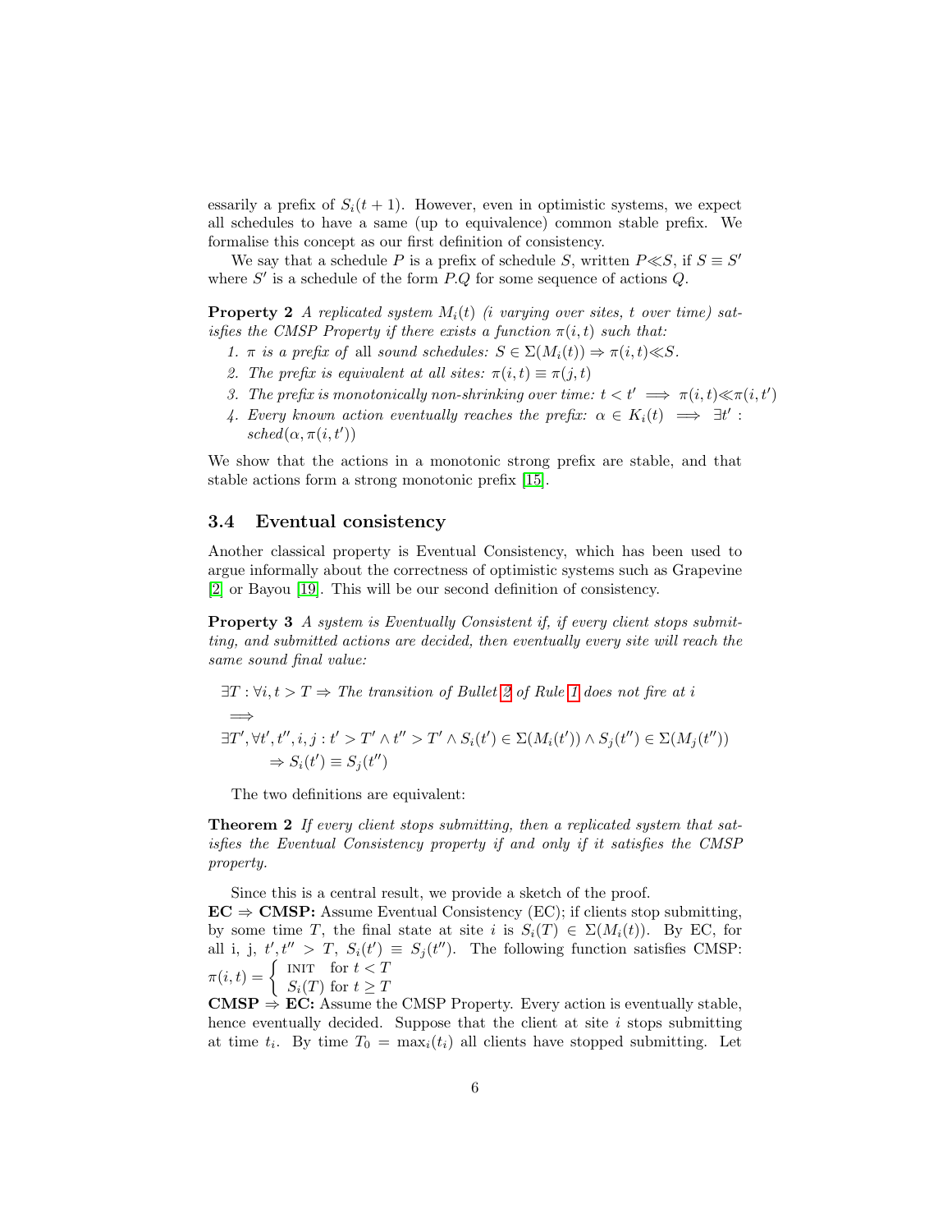essarily a prefix of $S_i(t+1)$. However, even in optimistic systems, we expect all schedules to have a same (up to equivalence) common stable prefix. We formalise this concept as our first definition of consistency.

We say that a schedule $P$ is a prefix of schedule $S$, written $P \ll S$, if $S \equiv S'$ where $S'$ is a schedule of the form $P.Q$ for some sequence of actions $Q$.

**Property 2** *A replicated system $M_i(t)$ ($i$ varying over sites, $t$ over time) satisfies the CMSP Property if there exists a function $\pi(i,t)$ such that:*

1. *$\pi$ is a prefix of all sound schedules: $S \in \Sigma(M_i(t)) \Rightarrow \pi(i,t) \ll S$.*
2. *The prefix is equivalent at all sites: $\pi(i,t) \equiv \pi(j,t)$*
3. *The prefix is monotonically non-shrinking over time: $t < t' \implies \pi(i,t) \ll \pi(i,t')$*
4. *Every known action eventually reaches the prefix: $\alpha \in K_i(t) \implies \exists t' : sched(\alpha, \pi(i,t'))$*

We show that the actions in a monotonic strong prefix are stable, and that stable actions form a strong monotonic prefix [15].

### 3.4 Eventual consistency

Another classical property is Eventual Consistency, which has been used to argue informally about the correctness of optimistic systems such as Grapevine [2] or Bayou [19]. This will be our second definition of consistency.

**Property 3** *A system is Eventually Consistent if, if every client stops submitting, and submitted actions are decided, then eventually every site will reach the same sound final value:*

$$\exists T : \forall i, t > T \Rightarrow \text{The transition of Bullet 2 of Rule 1 does not fire at } i$$
$$\implies$$
$$\exists T', \forall t', t'', i, j : t' > T' \wedge t'' > T' \wedge S_i(t') \in \Sigma(M_i(t')) \wedge S_j(t'') \in \Sigma(M_j(t''))$$
$$\Rightarrow S_i(t') \equiv S_j(t'')$$

The two definitions are equivalent:

**Theorem 2** *If every client stops submitting, then a replicated system that satisfies the Eventual Consistency property if and only if it satisfies the CMSP property.*

Since this is a central result, we provide a sketch of the proof.

**EC $\Rightarrow$ CMSP:** Assume Eventual Consistency (EC); if clients stop submitting, by some time $T$, the final state at site $i$ is $S_i(T) \in \Sigma(M_i(t))$. By EC, for all i, j, $t', t'' > T$, $S_i(t') \equiv S_j(t'')$. The following function satisfies CMSP: $\pi(i,t) = \begin{cases} \text{INIT} & \text{for } t < T \\ S_i(T) & \text{for } t \geq T \end{cases}$

**CMSP $\Rightarrow$ EC:** Assume the CMSP Property. Every action is eventually stable, hence eventually decided. Suppose that the client at site $i$ stops submitting at time $t_i$. By time $T_0 = \max_i(t_i)$ all clients have stopped submitting. Let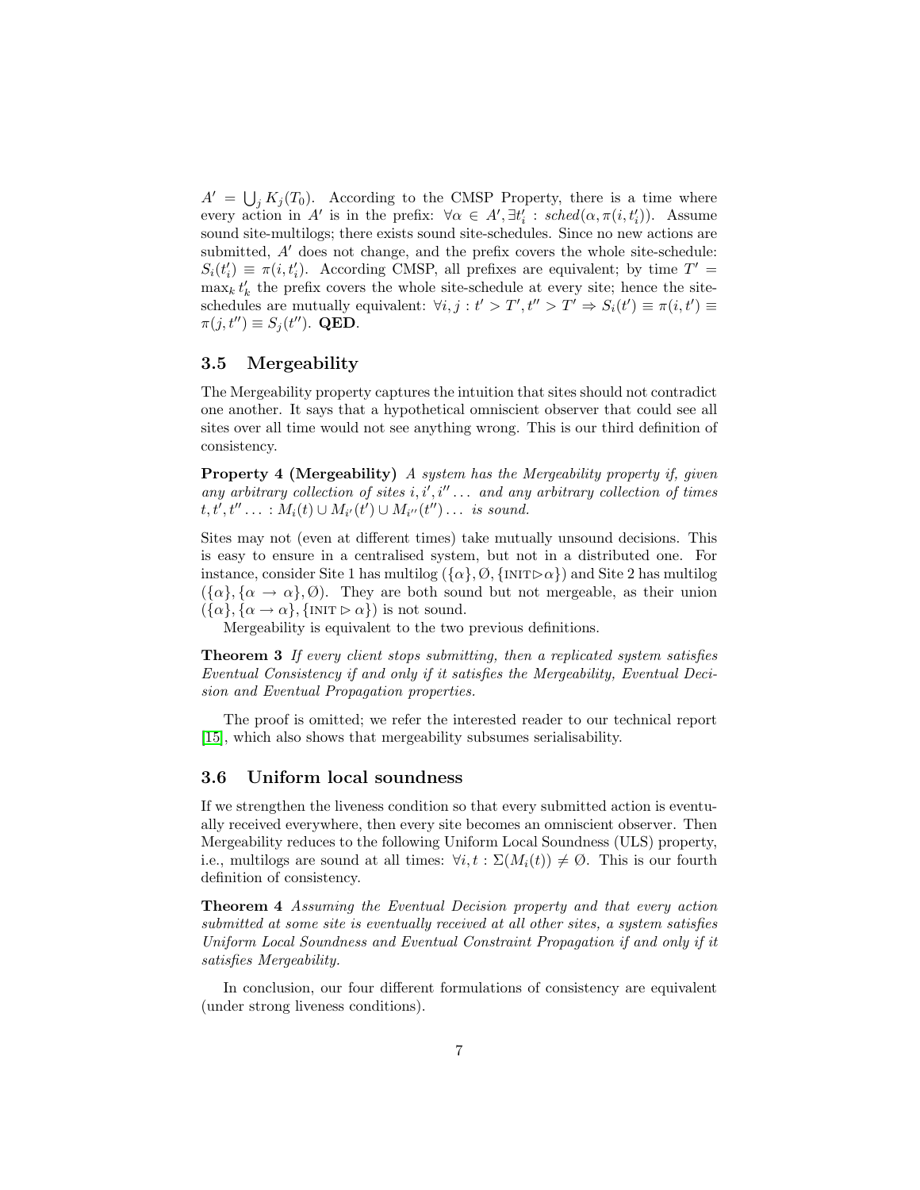$A' = \bigcup_j K_j(T_0)$. According to the CMSP Property, there is a time where every action in $A'$ is in the prefix: $\forall \alpha \in A', \exists t'_i : \mathit{sched}(\alpha, \pi(i, t'_i))$. Assume sound site-multilogs; there exists sound site-schedules. Since no new actions are submitted, $A'$ does not change, and the prefix covers the whole site-schedule: $S_i(t'_i) \equiv \pi(i, t'_i)$. According CMSP, all prefixes are equivalent; by time $T' = \max_k t'_k$ the prefix covers the whole site-schedule at every site; hence the site-schedules are mutually equivalent: $\forall i, j : t' > T', t'' > T' \Rightarrow S_i(t') \equiv \pi(i, t') \equiv \pi(j, t'') \equiv S_j(t'')$. **QED**.

### 3.5 Mergeability

The Mergeability property captures the intuition that sites should not contradict one another. It says that a hypothetical omniscient observer that could see all sites over all time would not see anything wrong. This is our third definition of consistency.

**Property 4 (Mergeability)** *A system has the Mergeability property if, given any arbitrary collection of sites $i, i', i'' \ldots$ and any arbitrary collection of times $t, t', t'' \ldots : M_i(t) \cup M_{i'}(t') \cup M_{i''}(t'') \ldots$ is sound.*

Sites may not (even at different times) take mutually unsound decisions. This is easy to ensure in a centralised system, but not in a distributed one. For instance, consider Site 1 has multilog $(\{\alpha\}, \emptyset, \{\text{INIT} \triangleright \alpha\})$ and Site 2 has multilog $(\{\alpha\}, \{\alpha \rightarrow \alpha\}, \emptyset)$. They are both sound but not mergeable, as their union $(\{\alpha\}, \{\alpha \rightarrow \alpha\}, \{\text{INIT} \triangleright \alpha\})$ is not sound.

Mergeability is equivalent to the two previous definitions.

**Theorem 3** *If every client stops submitting, then a replicated system satisfies Eventual Consistency if and only if it satisfies the Mergeability, Eventual Decision and Eventual Propagation properties.*

The proof is omitted; we refer the interested reader to our technical report [15], which also shows that mergeability subsumes serialisability.

### 3.6 Uniform local soundness

If we strengthen the liveness condition so that every submitted action is eventually received everywhere, then every site becomes an omniscient observer. Then Mergeability reduces to the following Uniform Local Soundness (ULS) property, i.e., multilogs are sound at all times: $\forall i, t : \Sigma(M_i(t)) \neq \emptyset$. This is our fourth definition of consistency.

**Theorem 4** *Assuming the Eventual Decision property and that every action submitted at some site is eventually received at all other sites, a system satisfies Uniform Local Soundness and Eventual Constraint Propagation if and only if it satisfies Mergeability.*

In conclusion, our four different formulations of consistency are equivalent (under strong liveness conditions).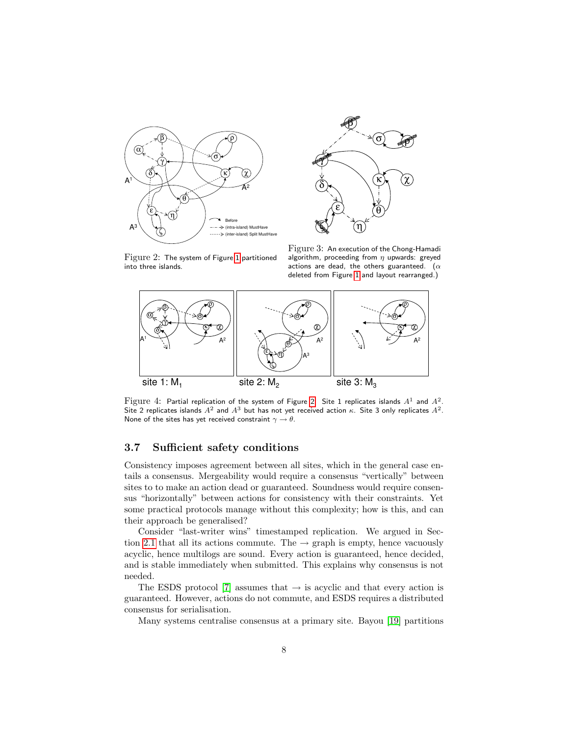Figure 2: The system of Figure 1 partitioned into three islands.

Figure 3: An execution of the Chong-Hamadi algorithm, proceeding from $\eta$ upwards: greyed actions are dead, the others guaranteed. ($\alpha$ deleted from Figure 1 and layout rearranged.)

Figure 4: Partial replication of the system of Figure 2. Site 1 replicates islands $A^1$ and $A^2$. Site 2 replicates islands $A^2$ and $A^3$ but has not yet received action $\kappa$. Site 3 only replicates $A^2$. None of the sites has yet received constraint $\gamma \rightarrow \theta$.

### 3.7 Sufficient safety conditions

Consistency imposes agreement between all sites, which in the general case entails a consensus. Mergeability would require a consensus "vertically" between sites to to make an action dead or guaranteed. Soundness would require consensus "horizontally" between actions for consistency with their constraints. Yet some practical protocols manage without this complexity; how is this, and can their approach be generalised?

Consider "last-writer wins" timestamped replication. We argued in Section 2.1 that all its actions commute. The $\rightarrow$ graph is empty, hence vacuously acyclic, hence multilogs are sound. Every action is guaranteed, hence decided, and is stable immediately when submitted. This explains why consensus is not needed.

The ESDS protocol [7] assumes that $\rightarrow$ is acyclic and that every action is guaranteed. However, actions do not commute, and ESDS requires a distributed consensus for serialisation.

Many systems centralise consensus at a primary site. Bayou [19] partitions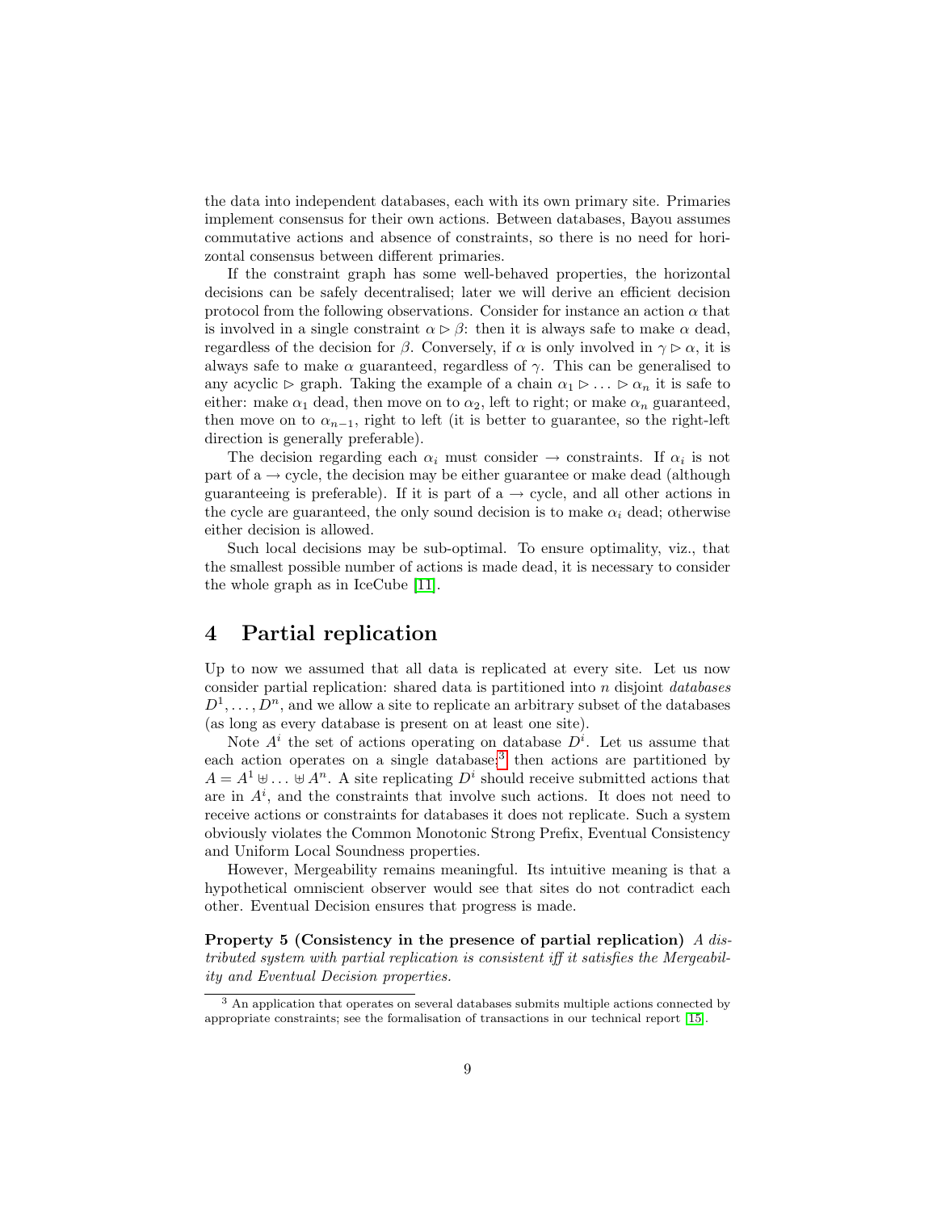the data into independent databases, each with its own primary site. Primaries implement consensus for their own actions. Between databases, Bayou assumes commutative actions and absence of constraints, so there is no need for horizontal consensus between different primaries.

If the constraint graph has some well-behaved properties, the horizontal decisions can be safely decentralised; later we will derive an efficient decision protocol from the following observations. Consider for instance an action $\alpha$ that is involved in a single constraint $\alpha \rhd \beta$: then it is always safe to make $\alpha$ dead, regardless of the decision for $\beta$. Conversely, if $\alpha$ is only involved in $\gamma \rhd \alpha$, it is always safe to make $\alpha$ guaranteed, regardless of $\gamma$. This can be generalised to any acyclic $\rhd$ graph. Taking the example of a chain $\alpha_1 \rhd \ldots \rhd \alpha_n$ it is safe to either: make $\alpha_1$ dead, then move on to $\alpha_2$, left to right; or make $\alpha_n$ guaranteed, then move on to $\alpha_{n-1}$, right to left (it is better to guarantee, so the right-left direction is generally preferable).

The decision regarding each $\alpha_i$ must consider $\rightarrow$ constraints. If $\alpha_i$ is not part of a $\rightarrow$ cycle, the decision may be either guarantee or make dead (although guaranteeing is preferable). If it is part of a $\rightarrow$ cycle, and all other actions in the cycle are guaranteed, the only sound decision is to make $\alpha_i$ dead; otherwise either decision is allowed.

Such local decisions may be sub-optimal. To ensure optimality, viz., that the smallest possible number of actions is made dead, it is necessary to consider the whole graph as in IceCube [11].

# 4 Partial replication

Up to now we assumed that all data is replicated at every site. Let us now consider partial replication: shared data is partitioned into $n$ disjoint *databases* $D^1, \ldots, D^n$, and we allow a site to replicate an arbitrary subset of the databases (as long as every database is present on at least one site).

Note $A^i$ the set of actions operating on database $D^i$. Let us assume that each action operates on a single database;[3] then actions are partitioned by $A = A^1 \uplus \ldots \uplus A^n$. A site replicating $D^i$ should receive submitted actions that are in $A^i$, and the constraints that involve such actions. It does not need to receive actions or constraints for databases it does not replicate. Such a system obviously violates the Common Monotonic Strong Prefix, Eventual Consistency and Uniform Local Soundness properties.

However, Mergeability remains meaningful. Its intuitive meaning is that a hypothetical omniscient observer would see that sites do not contradict each other. Eventual Decision ensures that progress is made.

**Property 5 (Consistency in the presence of partial replication)** *A distributed system with partial replication is consistent iff it satisfies the Mergeability and Eventual Decision properties.*

[3] An application that operates on several databases submits multiple actions connected by appropriate constraints; see the formalisation of transactions in our technical report [15].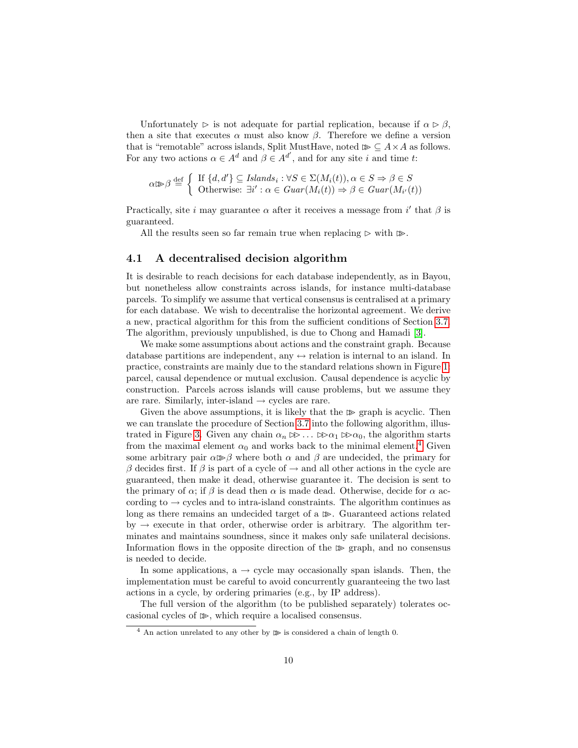Unfortunately $\rhd$ is not adequate for partial replication, because if $\alpha \rhd \beta$, then a site that executes $\alpha$ must also know $\beta$. Therefore we define a version that is "remotable" across islands, Split MustHave, noted $\Rrightarrow \subseteq A \times A$ as follows. For any two actions $\alpha \in A^d$ and $\beta \in A^{d'}$, and for any site $i$ and time $t$:

$$\alpha \Rrightarrow \beta \stackrel{\text{def}}{=} \begin{cases} \text{If } \{d, d'\} \subseteq \mathit{Islands}_i : \forall S \in \Sigma(M_i(t)), \alpha \in S \Rightarrow \beta \in S \\ \text{Otherwise: } \exists i' : \alpha \in \mathit{Guar}(M_i(t)) \Rightarrow \beta \in \mathit{Guar}(M_{i'}(t)) \end{cases}$$

Practically, site $i$ may guarantee $\alpha$ after it receives a message from $i'$ that $\beta$ is guaranteed.

All the results seen so far remain true when replacing $\rhd$ with $\Rrightarrow$.

## 4.1 A decentralised decision algorithm

It is desirable to reach decisions for each database independently, as in Bayou, but nonetheless allow constraints across islands, for instance multi-database parcels. To simplify we assume that vertical consensus is centralised at a primary for each database. We wish to decentralise the horizontal agreement. We derive a new, practical algorithm for this from the sufficient conditions of Section 3.7. The algorithm, previously unpublished, is due to Chong and Hamadi [3].

We make some assumptions about actions and the constraint graph. Because database partitions are independent, any $\leftrightarrow$ relation is internal to an island. In practice, constraints are mainly due to the standard relations shown in Figure 1: parcel, causal dependence or mutual exclusion. Causal dependence is acyclic by construction. Parcels across islands will cause problems, but we assume they are rare. Similarly, inter-island $\rightarrow$ cycles are rare.

Given the above assumptions, it is likely that the $\Rrightarrow$ graph is acyclic. Then we can translate the procedure of Section 3.7 into the following algorithm, illustrated in Figure 3. Given any chain $\alpha_n \Rrightarrow \ldots \Rrightarrow \alpha_1 \Rrightarrow \alpha_0$, the algorithm starts from the maximal element $\alpha_0$ and works back to the minimal element.[4] Given some arbitrary pair $\alpha \Rrightarrow \beta$ where both $\alpha$ and $\beta$ are undecided, the primary for $\beta$ decides first. If $\beta$ is part of a cycle of $\rightarrow$ and all other actions in the cycle are guaranteed, then make it dead, otherwise guarantee it. The decision is sent to the primary of $\alpha$; if $\beta$ is dead then $\alpha$ is made dead. Otherwise, decide for $\alpha$ according to $\rightarrow$ cycles and to intra-island constraints. The algorithm continues as long as there remains an undecided target of a $\Rrightarrow$. Guaranteed actions related by $\rightarrow$ execute in that order, otherwise order is arbitrary. The algorithm terminates and maintains soundness, since it makes only safe unilateral decisions. Information flows in the opposite direction of the $\Rrightarrow$ graph, and no consensus is needed to decide.

In some applications, a $\rightarrow$ cycle may occasionally span islands. Then, the implementation must be careful to avoid concurrently guaranteeing the two last actions in a cycle, by ordering primaries (e.g., by IP address).

The full version of the algorithm (to be published separately) tolerates occasional cycles of $\Rrightarrow$, which require a localised consensus.

[4] An action unrelated to any other by $\Rrightarrow$ is considered a chain of length 0.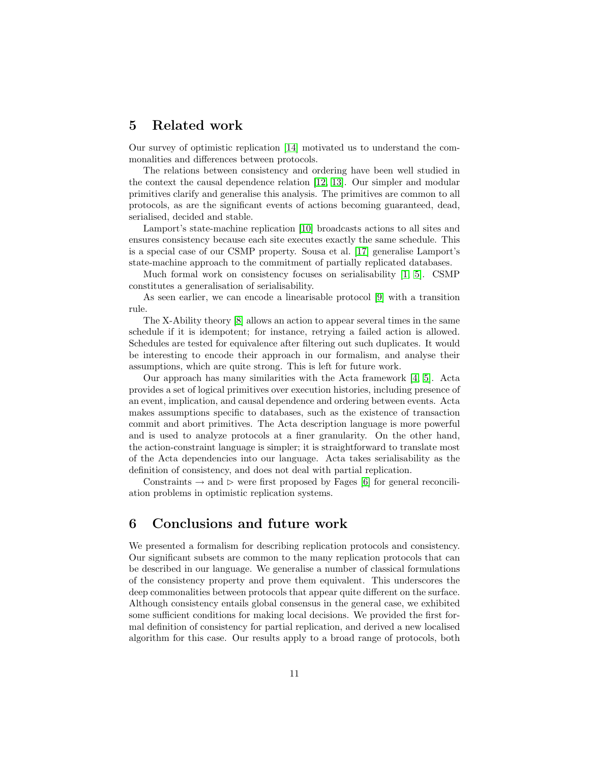## 5 Related work

Our survey of optimistic replication [14] motivated us to understand the commonalities and differences between protocols.

The relations between consistency and ordering have been well studied in the context the causal dependence relation [12, 13]. Our simpler and modular primitives clarify and generalise this analysis. The primitives are common to all protocols, as are the significant events of actions becoming guaranteed, dead, serialised, decided and stable.

Lamport's state-machine replication [10] broadcasts actions to all sites and ensures consistency because each site executes exactly the same schedule. This is a special case of our CSMP property. Sousa et al. [17] generalise Lamport's state-machine approach to the commitment of partially replicated databases.

Much formal work on consistency focuses on serialisability [1, 5]. CSMP constitutes a generalisation of serialisability.

As seen earlier, we can encode a linearisable protocol [9] with a transition rule.

The X-Ability theory [8] allows an action to appear several times in the same schedule if it is idempotent; for instance, retrying a failed action is allowed. Schedules are tested for equivalence after filtering out such duplicates. It would be interesting to encode their approach in our formalism, and analyse their assumptions, which are quite strong. This is left for future work.

Our approach has many similarities with the Acta framework [4, 5]. Acta provides a set of logical primitives over execution histories, including presence of an event, implication, and causal dependence and ordering between events. Acta makes assumptions specific to databases, such as the existence of transaction commit and abort primitives. The Acta description language is more powerful and is used to analyze protocols at a finer granularity. On the other hand, the action-constraint language is simpler; it is straightforward to translate most of the Acta dependencies into our language. Acta takes serialisability as the definition of consistency, and does not deal with partial replication.

Constraints $\rightarrow$ and $\triangleright$ were first proposed by Fages [6] for general reconciliation problems in optimistic replication systems.

## 6 Conclusions and future work

We presented a formalism for describing replication protocols and consistency. Our significant subsets are common to the many replication protocols that can be described in our language. We generalise a number of classical formulations of the consistency property and prove them equivalent. This underscores the deep commonalities between protocols that appear quite different on the surface. Although consistency entails global consensus in the general case, we exhibited some sufficient conditions for making local decisions. We provided the first formal definition of consistency for partial replication, and derived a new localised algorithm for this case. Our results apply to a broad range of protocols, both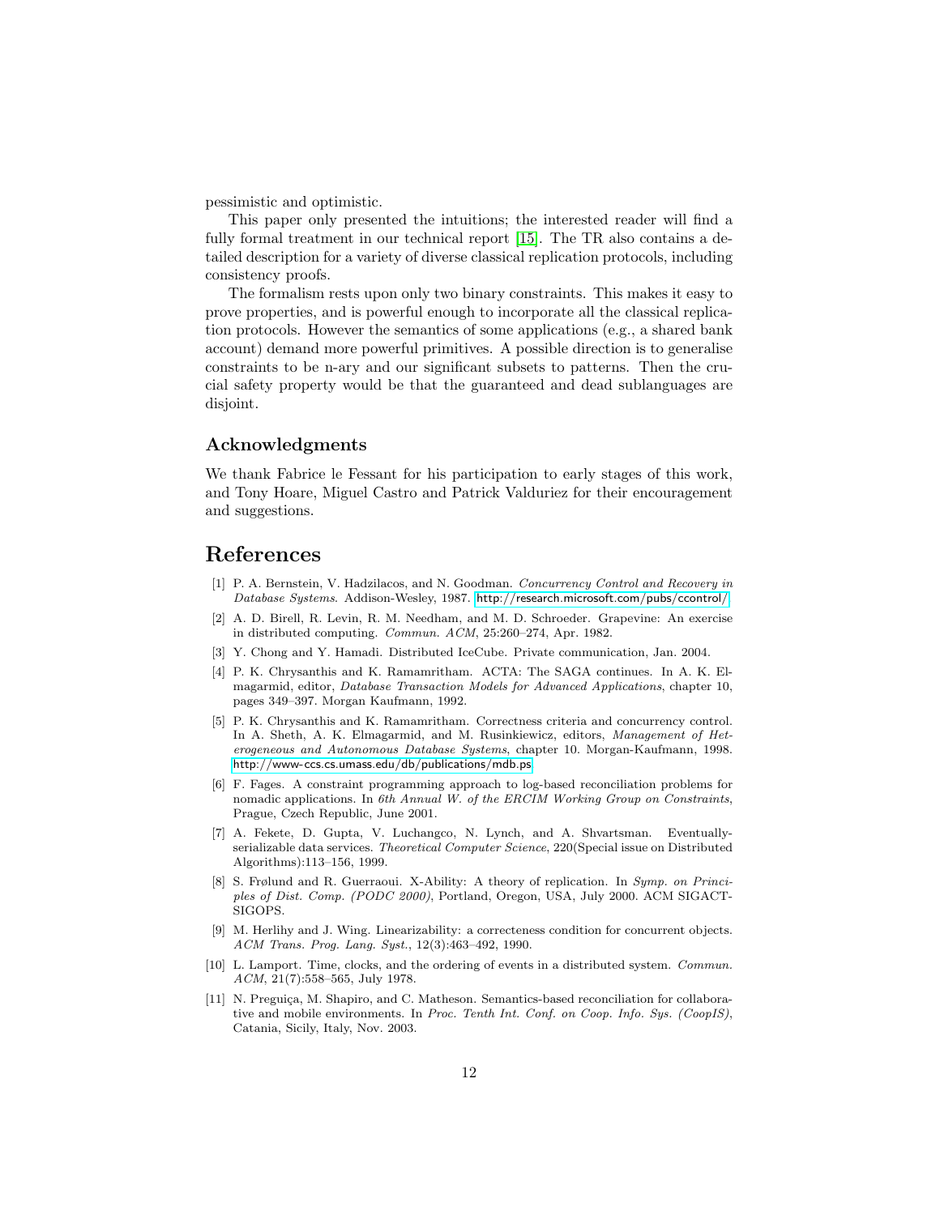pessimistic and optimistic.

This paper only presented the intuitions; the interested reader will find a fully formal treatment in our technical report [15]. The TR also contains a detailed description for a variety of diverse classical replication protocols, including consistency proofs.

The formalism rests upon only two binary constraints. This makes it easy to prove properties, and is powerful enough to incorporate all the classical replication protocols. However the semantics of some applications (e.g., a shared bank account) demand more powerful primitives. A possible direction is to generalise constraints to be n-ary and our significant subsets to patterns. Then the crucial safety property would be that the guaranteed and dead sublanguages are disjoint.

## Acknowledgments

We thank Fabrice le Fessant for his participation to early stages of this work, and Tony Hoare, Miguel Castro and Patrick Valduriez for their encouragement and suggestions.

# References

[1] P. A. Bernstein, V. Hadzilacos, and N. Goodman. *Concurrency Control and Recovery in Database Systems*. Addison-Wesley, 1987. http://research.microsoft.com/pubs/ccontrol/

[2] A. D. Birell, R. Levin, R. M. Needham, and M. D. Schroeder. Grapevine: An exercise in distributed computing. *Commun. ACM*, 25:260–274, Apr. 1982.

[3] Y. Chong and Y. Hamadi. Distributed IceCube. Private communication, Jan. 2004.

[4] P. K. Chrysanthis and K. Ramamritham. ACTA: The SAGA continues. In A. K. Elmagarmid, editor, *Database Transaction Models for Advanced Applications*, chapter 10, pages 349–397. Morgan Kaufmann, 1992.

[5] P. K. Chrysanthis and K. Ramamritham. Correctness criteria and concurrency control. In A. Sheth, A. K. Elmagarmid, and M. Rusinkiewicz, editors, *Management of Heterogeneous and Autonomous Database Systems*, chapter 10. Morgan-Kaufmann, 1998. http://www-ccs.cs.umass.edu/db/publications/mdb.ps

[6] F. Fages. A constraint programming approach to log-based reconciliation problems for nomadic applications. In *6th Annual W. of the ERCIM Working Group on Constraints*, Prague, Czech Republic, June 2001.

[7] A. Fekete, D. Gupta, V. Luchangco, N. Lynch, and A. Shvartsman. Eventually-serializable data services. *Theoretical Computer Science*, 220(Special issue on Distributed Algorithms):113–156, 1999.

[8] S. Frølund and R. Guerraoui. X-Ability: A theory of replication. In *Symp. on Principles of Dist. Comp. (PODC 2000)*, Portland, Oregon, USA, July 2000. ACM SIGACT-SIGOPS.

[9] M. Herlihy and J. Wing. Linearizability: a correcteness condition for concurrent objects. *ACM Trans. Prog. Lang. Syst.*, 12(3):463–492, 1990.

[10] L. Lamport. Time, clocks, and the ordering of events in a distributed system. *Commun. ACM*, 21(7):558–565, July 1978.

[11] N. Preguiça, M. Shapiro, and C. Matheson. Semantics-based reconciliation for collaborative and mobile environments. In *Proc. Tenth Int. Conf. on Coop. Info. Sys. (CoopIS)*, Catania, Sicily, Italy, Nov. 2003.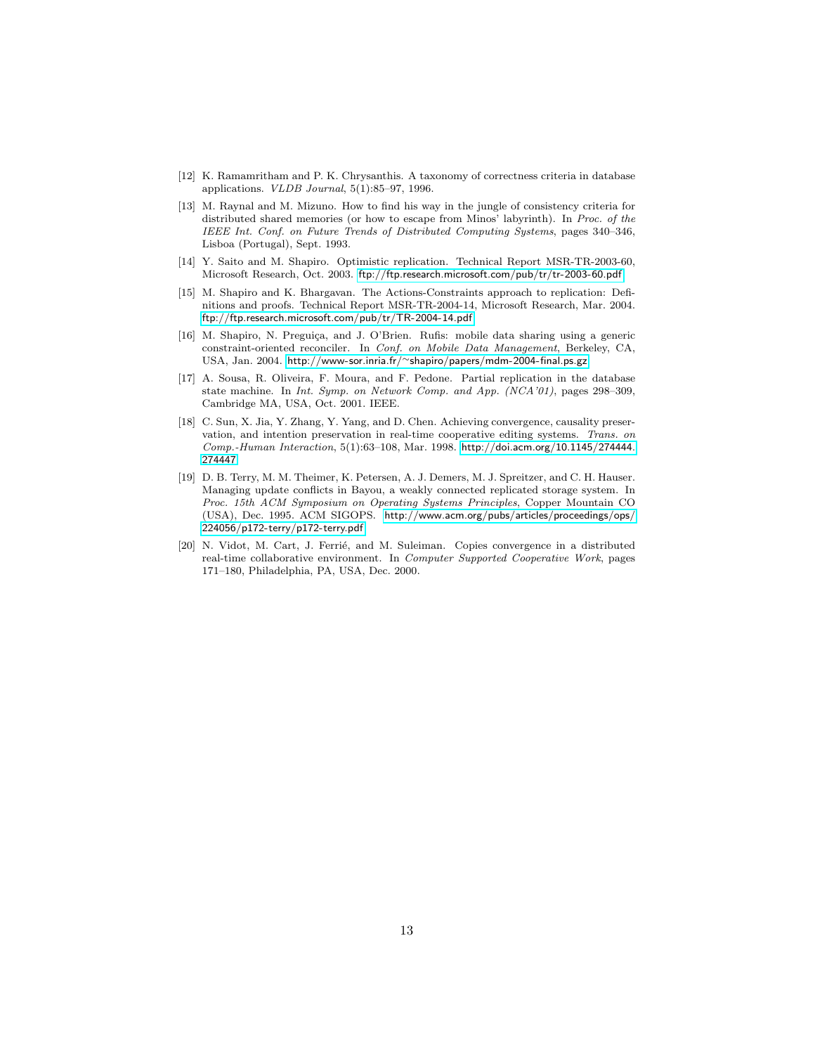[12] K. Ramamritham and P. K. Chrysanthis. A taxonomy of correctness criteria in database applications. *VLDB Journal*, 5(1):85–97, 1996.

[13] M. Raynal and M. Mizuno. How to find his way in the jungle of consistency criteria for distributed shared memories (or how to escape from Minos' labyrinth). In *Proc. of the IEEE Int. Conf. on Future Trends of Distributed Computing Systems*, pages 340–346, Lisboa (Portugal), Sept. 1993.

[14] Y. Saito and M. Shapiro. Optimistic replication. Technical Report MSR-TR-2003-60, Microsoft Research, Oct. 2003. ftp://ftp.research.microsoft.com/pub/tr/tr-2003-60.pdf

[15] M. Shapiro and K. Bhargavan. The Actions-Constraints approach to replication: Definitions and proofs. Technical Report MSR-TR-2004-14, Microsoft Research, Mar. 2004. ftp://ftp.research.microsoft.com/pub/tr/TR-2004-14.pdf

[16] M. Shapiro, N. Preguiça, and J. O'Brien. Rufis: mobile data sharing using a generic constraint-oriented reconciler. In *Conf. on Mobile Data Management*, Berkeley, CA, USA, Jan. 2004. http://www-sor.inria.fr/~shapiro/papers/mdm-2004-final.ps.gz

[17] A. Sousa, R. Oliveira, F. Moura, and F. Pedone. Partial replication in the database state machine. In *Int. Symp. on Network Comp. and App. (NCA'01)*, pages 298–309, Cambridge MA, USA, Oct. 2001. IEEE.

[18] C. Sun, X. Jia, Y. Zhang, Y. Yang, and D. Chen. Achieving convergence, causality preservation, and intention preservation in real-time cooperative editing systems. *Trans. on Comp.-Human Interaction*, 5(1):63–108, Mar. 1998. http://doi.acm.org/10.1145/274444.274447

[19] D. B. Terry, M. M. Theimer, K. Petersen, A. J. Demers, M. J. Spreitzer, and C. H. Hauser. Managing update conflicts in Bayou, a weakly connected replicated storage system. In *Proc. 15th ACM Symposium on Operating Systems Principles*, Copper Mountain CO (USA), Dec. 1995. ACM SIGOPS. http://www.acm.org/pubs/articles/proceedings/ops/224056/p172-terry/p172-terry.pdf

[20] N. Vidot, M. Cart, J. Ferrié, and M. Suleiman. Copies convergence in a distributed real-time collaborative environment. In *Computer Supported Cooperative Work*, pages 171–180, Philadelphia, PA, USA, Dec. 2000.